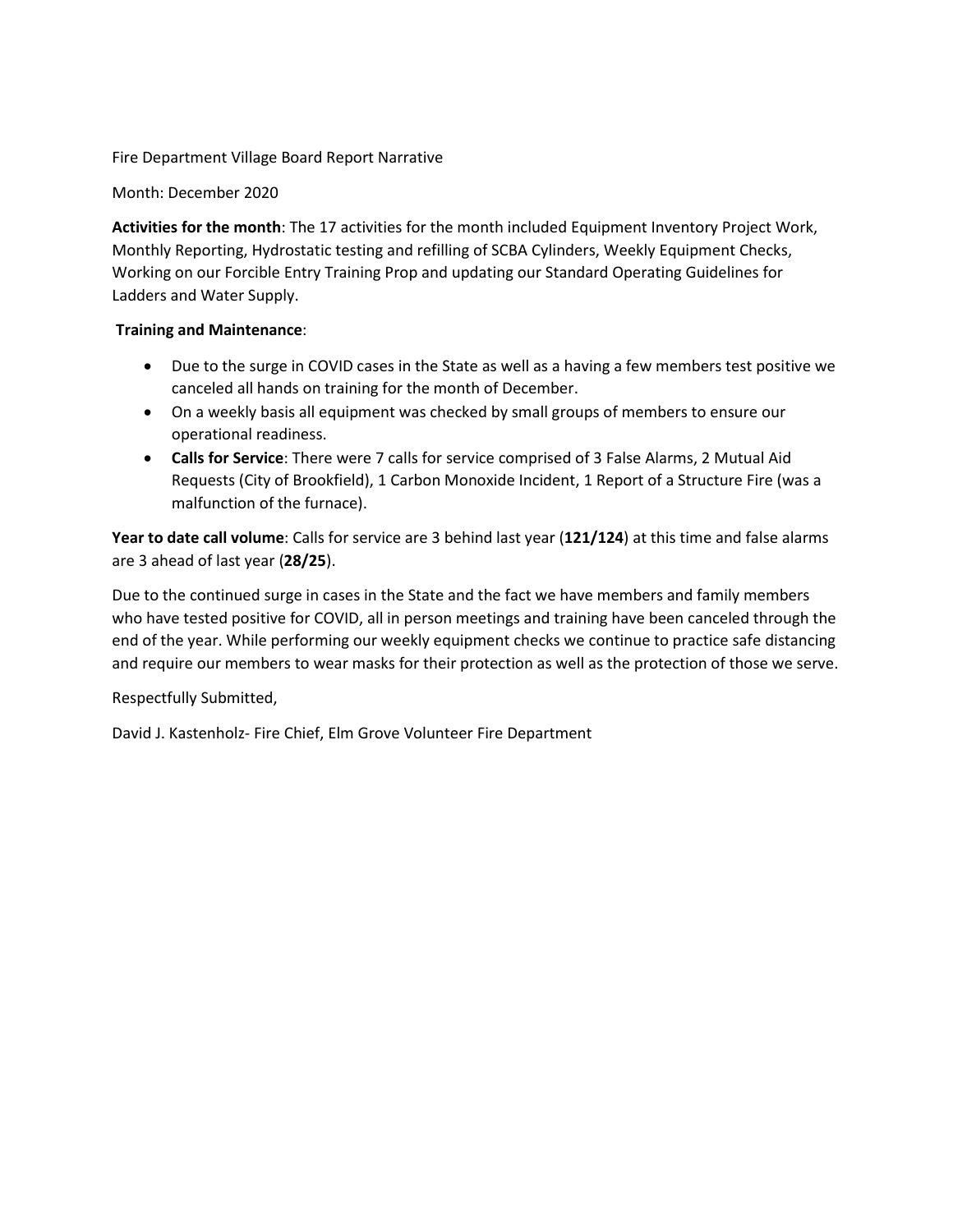Fire Department Village Board Report Narrative

Month: December 2020

**Activities for the month**: The 17 activities for the month included Equipment Inventory Project Work, Monthly Reporting, Hydrostatic testing and refilling of SCBA Cylinders, Weekly Equipment Checks, Working on our Forcible Entry Training Prop and updating our Standard Operating Guidelines for Ladders and Water Supply.

**Training and Maintenance**:

- Due to the surge in COVID cases in the State as well as a having a few members test positive we canceled all hands on training for the month of December.
- On a weekly basis all equipment was checked by small groups of members to ensure our operational readiness.
- **Calls for Service**: There were 7 calls for service comprised of 3 False Alarms, 2 Mutual Aid Requests (City of Brookfield), 1 Carbon Monoxide Incident, 1 Report of a Structure Fire (was a malfunction of the furnace).

**Year to date call volume**: Calls for service are 3 behind last year (**121/124**) at this time and false alarms are 3 ahead of last year (**28/25**).

Due to the continued surge in cases in the State and the fact we have members and family members who have tested positive for COVID, all in person meetings and training have been canceled through the end of the year. While performing our weekly equipment checks we continue to practice safe distancing and require our members to wear masks for their protection as well as the protection of those we serve.

Respectfully Submitted,

David J. Kastenholz- Fire Chief, Elm Grove Volunteer Fire Department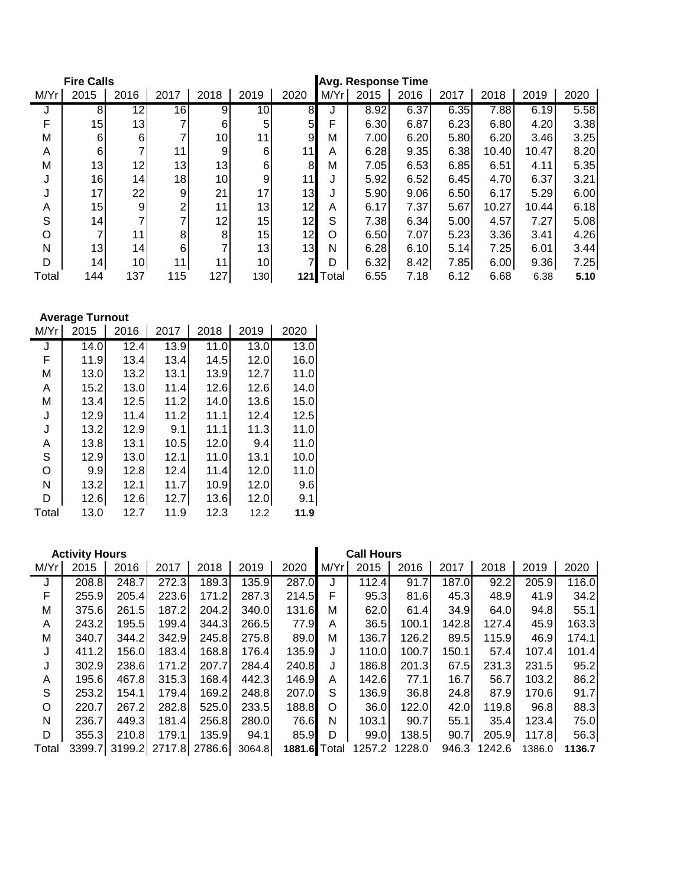**Fire Calls**

| M/Yr | 2015 | 2016 | 2017 | 2018 | 2019 | 2020 |
|---|---|---|---|---|---|---|
| J | 8 | 12 | 16 | 9 | 10 | 8 |
| F | 15 | 13 | 7 | 6 | 5 | 5 |
| M | 6 | 6 | 7 | 10 | 11 | 9 |
| A | 6 | 7 | 11 | 9 | 6 | 11 |
| M | 13 | 12 | 13 | 13 | 6 | 8 |
| J | 16 | 14 | 18 | 10 | 9 | 11 |
| J | 17 | 22 | 9 | 21 | 17 | 13 |
| A | 15 | 9 | 2 | 11 | 13 | 12 |
| S | 14 | 7 | 7 | 12 | 15 | 12 |
| O | 7 | 11 | 8 | 8 | 15 | 12 |
| N | 13 | 14 | 6 | 7 | 13 | 13 |
| D | 14 | 10 | 11 | 11 | 10 | 7 |
| Total | 144 | 137 | 115 | 127 | 130 | **121** |

**Avg. Response Time**

| M/Yr | 2015 | 2016 | 2017 | 2018 | 2019 | 2020 |
|---|---|---|---|---|---|---|
| J | 8.92 | 6.37 | 6.35 | 7.88 | 6.19 | 5.58 |
| F | 6.30 | 6.87 | 6.23 | 6.80 | 4.20 | 3.38 |
| M | 7.00 | 6.20 | 5.80 | 6.20 | 3.46 | 3.25 |
| A | 6.28 | 9.35 | 6.38 | 10.40 | 10.47 | 8.20 |
| M | 7.05 | 6.53 | 6.85 | 6.51 | 4.11 | 5.35 |
| J | 5.92 | 6.52 | 6.45 | 4.70 | 6.37 | 3.21 |
| J | 5.90 | 9.06 | 6.50 | 6.17 | 5.29 | 6.00 |
| A | 6.17 | 7.37 | 5.67 | 10.27 | 10.44 | 6.18 |
| S | 7.38 | 6.34 | 5.00 | 4.57 | 7.27 | 5.08 |
| O | 6.50 | 7.07 | 5.23 | 3.36 | 3.41 | 4.26 |
| N | 6.28 | 6.10 | 5.14 | 7.25 | 6.01 | 3.44 |
| D | 6.32 | 8.42 | 7.85 | 6.00 | 9.36 | 7.25 |
| Total | 6.55 | 7.18 | 6.12 | 6.68 | 6.38 | **5.10** |

**Average Turnout**

| M/Yr | 2015 | 2016 | 2017 | 2018 | 2019 | 2020 |
|---|---|---|---|---|---|---|
| J | 14.0 | 12.4 | 13.9 | 11.0 | 13.0 | 13.0 |
| F | 11.9 | 13.4 | 13.4 | 14.5 | 12.0 | 16.0 |
| M | 13.0 | 13.2 | 13.1 | 13.9 | 12.7 | 11.0 |
| A | 15.2 | 13.0 | 11.4 | 12.6 | 12.6 | 14.0 |
| M | 13.4 | 12.5 | 11.2 | 14.0 | 13.6 | 15.0 |
| J | 12.9 | 11.4 | 11.2 | 11.1 | 12.4 | 12.5 |
| J | 13.2 | 12.9 | 9.1 | 11.1 | 11.3 | 11.0 |
| A | 13.8 | 13.1 | 10.5 | 12.0 | 9.4 | 11.0 |
| S | 12.9 | 13.0 | 12.1 | 11.0 | 13.1 | 10.0 |
| O | 9.9 | 12.8 | 12.4 | 11.4 | 12.0 | 11.0 |
| N | 13.2 | 12.1 | 11.7 | 10.9 | 12.0 | 9.6 |
| D | 12.6 | 12.6 | 12.7 | 13.6 | 12.0 | 9.1 |
| Total | 13.0 | 12.7 | 11.9 | 12.3 | 12.2 | **11.9** |

**Activity Hours**

| M/Yr | 2015 | 2016 | 2017 | 2018 | 2019 | 2020 |
|---|---|---|---|---|---|---|
| J | 208.8 | 248.7 | 272.3 | 189.3 | 135.9 | 287.0 |
| F | 255.9 | 205.4 | 223.6 | 171.2 | 287.3 | 214.5 |
| M | 375.6 | 261.5 | 187.2 | 204.2 | 340.0 | 131.6 |
| A | 243.2 | 195.5 | 199.4 | 344.3 | 266.5 | 77.9 |
| M | 340.7 | 344.2 | 342.9 | 245.8 | 275.8 | 89.0 |
| J | 411.2 | 156.0 | 183.4 | 168.8 | 176.4 | 135.9 |
| J | 302.9 | 238.6 | 171.2 | 207.7 | 284.4 | 240.8 |
| A | 195.6 | 467.8 | 315.3 | 168.4 | 442.3 | 146.9 |
| S | 253.2 | 154.1 | 179.4 | 169.2 | 248.8 | 207.0 |
| O | 220.7 | 267.2 | 282.8 | 525.0 | 233.5 | 188.8 |
| N | 236.7 | 449.3 | 181.4 | 256.8 | 280.0 | 76.6 |
| D | 355.3 | 210.8 | 179.1 | 135.9 | 94.1 | 85.9 |
| Total | 3399.7 | 3199.2 | 2717.8 | 2786.6 | 3064.8 | **1881.6** |

**Call Hours**

| M/Yr | 2015 | 2016 | 2017 | 2018 | 2019 | 2020 |
|---|---|---|---|---|---|---|
| J | 112.4 | 91.7 | 187.0 | 92.2 | 205.9 | 116.0 |
| F | 95.3 | 81.6 | 45.3 | 48.9 | 41.9 | 34.2 |
| M | 62.0 | 61.4 | 34.9 | 64.0 | 94.8 | 55.1 |
| A | 36.5 | 100.1 | 142.8 | 127.4 | 45.9 | 163.3 |
| M | 136.7 | 126.2 | 89.5 | 115.9 | 46.9 | 174.1 |
| J | 110.0 | 100.7 | 150.1 | 57.4 | 107.4 | 101.4 |
| J | 186.8 | 201.3 | 67.5 | 231.3 | 231.5 | 95.2 |
| A | 142.6 | 77.1 | 16.7 | 56.7 | 103.2 | 86.2 |
| S | 136.9 | 36.8 | 24.8 | 87.9 | 170.6 | 91.7 |
| O | 36.0 | 122.0 | 42.0 | 119.8 | 96.8 | 88.3 |
| N | 103.1 | 90.7 | 55.1 | 35.4 | 123.4 | 75.0 |
| D | 99.0 | 138.5 | 90.7 | 205.9 | 117.8 | 56.3 |
| Total | 1257.2 | 1228.0 | 946.3 | 1242.6 | 1386.0 | **1136.7** |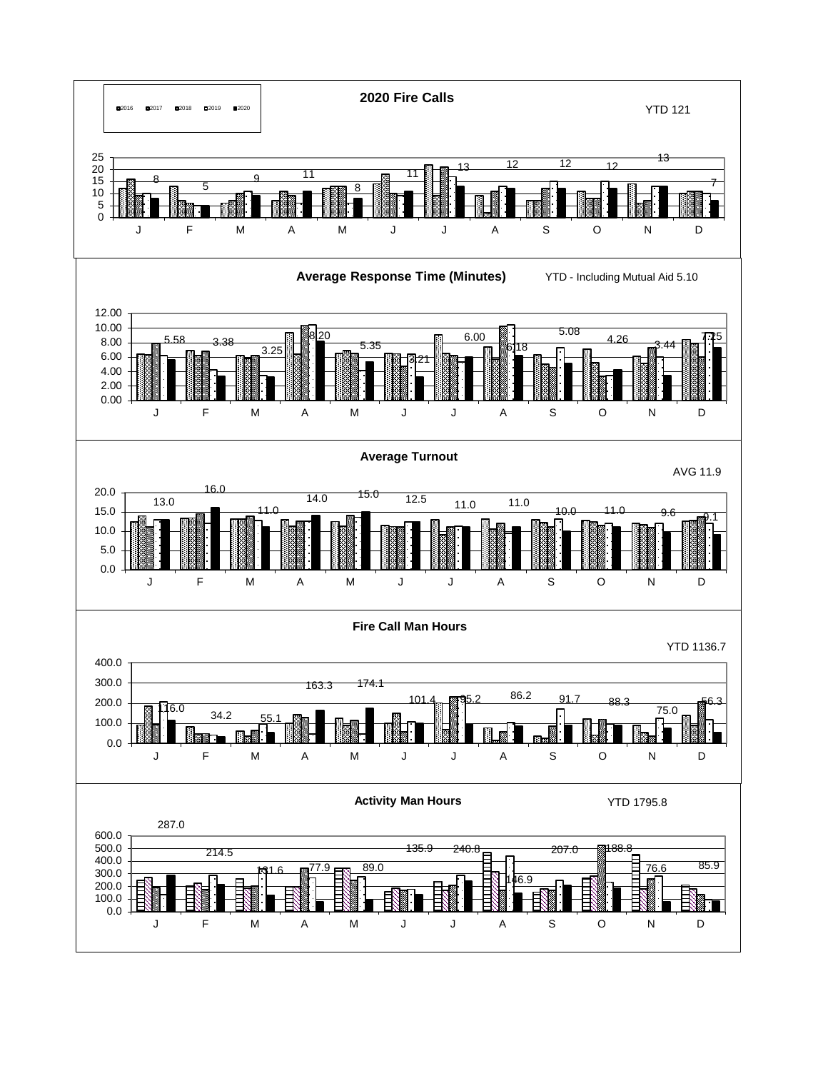## 2020 Fire Calls

Legend: 2016, 2017, 2018, 2019, 2020

YTD 121

| Month | J | F | M | A | M | J | J | A | S | O | N | D |
|---|---|---|---|---|---|---|---|---|---|---|---|---|
| 2020 | 8 | 5 | 9 | 11 | 8 | 11 | 13 | 12 | 12 | 12 | 13 | 7 |

## Average Response Time (Minutes)

YTD - Including Mutual Aid 5.10

| Month | J | F | M | A | M | J | J | A | S | O | N | D |
|---|---|---|---|---|---|---|---|---|---|---|---|---|
| 2020 | 5.58 | 3.38 | 3.25 | 8.20 | 5.35 | 3.21 | 6.00 | 6.18 | 5.08 | 4.26 | 3.44 | 7.25 |

## Average Turnout

AVG 11.9

| Month | J | F | M | A | M | J | J | A | S | O | N | D |
|---|---|---|---|---|---|---|---|---|---|---|---|---|
| 2020 | 13.0 | 16.0 | 11.0 | 14.0 | 15.0 | 12.5 | 11.0 | 11.0 | 10.0 | 11.0 | 9.6 | 9.1 |

## Fire Call Man Hours

YTD 1136.7

| Month | J | F | M | A | M | J | J | A | S | O | N | D |
|---|---|---|---|---|---|---|---|---|---|---|---|---|
| 2020 | 116.0 | 34.2 | 55.1 | 163.3 | 174.1 | 101.4 | 95.2 | 86.2 | 91.7 | 88.3 | 75.0 | 56.3 |

## Activity Man Hours

YTD 1795.8

| Month | J | F | M | A | M | J | J | A | S | O | N | D |
|---|---|---|---|---|---|---|---|---|---|---|---|---|
| 2020 | 287.0 | 214.5 | 131.6 | 77.9 | 89.0 | 135.9 | 240.8 | 146.9 | 207.0 | 188.8 | 76.6 | 85.9 |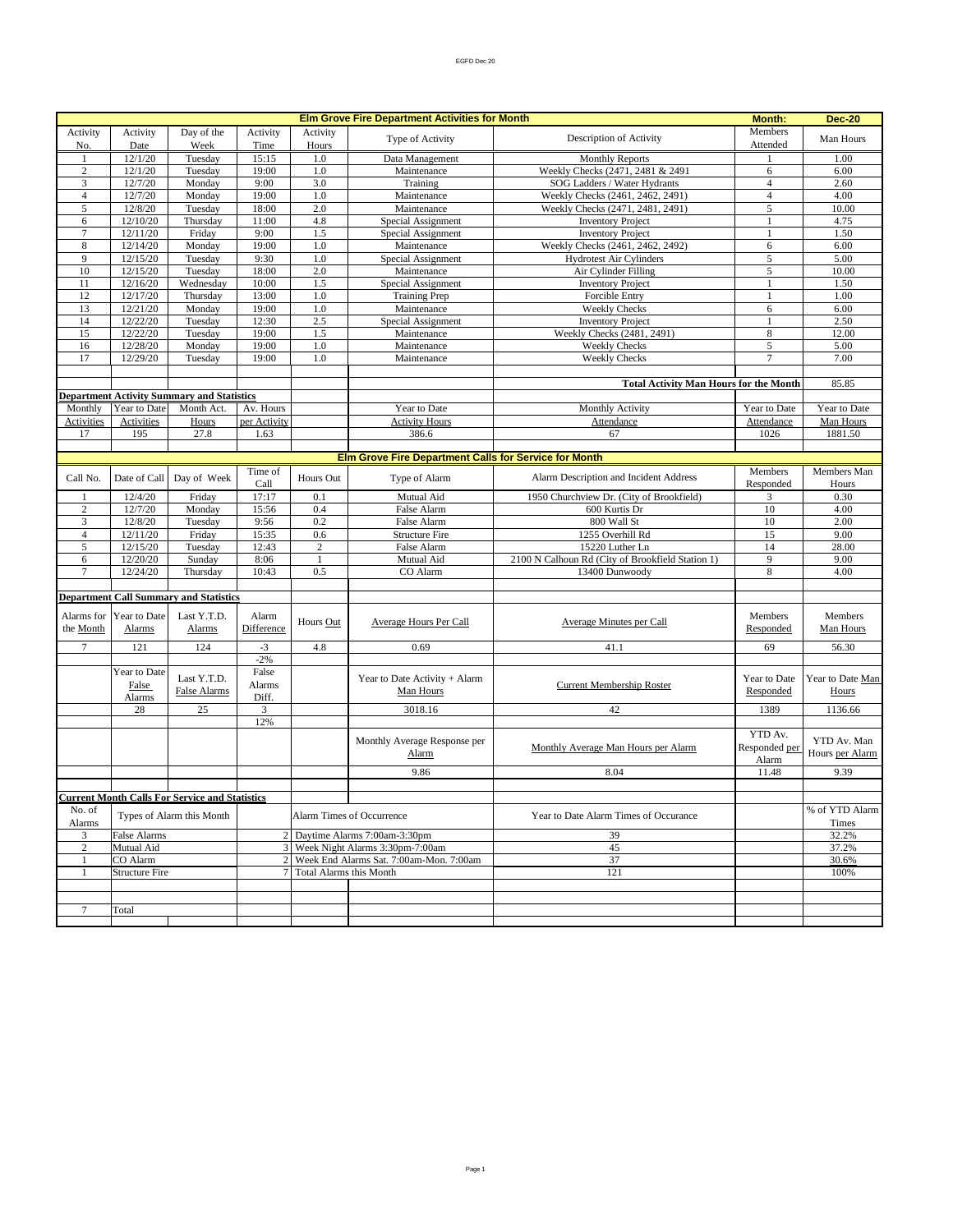# Elm Grove Fire Department Activities for Month

Month: Dec-20

| Activity No. | Activity Date | Day of the Week | Activity Time | Activity Hours | Type of Activity | Description of Activity | Members Attended | Man Hours |
|---|---|---|---|---|---|---|---|---|
| 1 | 12/1/20 | Tuesday | 15:15 | 1.0 | Data Management | Monthly Reports | 1 | 1.00 |
| 2 | 12/1/20 | Tuesday | 19:00 | 1.0 | Maintenance | Weekly Checks (2471, 2481 & 2491 | 6 | 6.00 |
| 3 | 12/7/20 | Monday | 9:00 | 3.0 | Training | SOG Ladders / Water Hydrants | 4 | 2.60 |
| 4 | 12/7/20 | Monday | 19:00 | 1.0 | Maintenance | Weekly Checks (2461, 2462, 2491) | 4 | 4.00 |
| 5 | 12/8/20 | Tuesday | 18:00 | 2.0 | Maintenance | Weekly Checks (2471, 2481, 2491) | 5 | 10.00 |
| 6 | 12/10/20 | Thursday | 11:00 | 4.8 | Special Assignment | Inventory Project | 1 | 4.75 |
| 7 | 12/11/20 | Friday | 9:00 | 1.5 | Special Assignment | Inventory Project | 1 | 1.50 |
| 8 | 12/14/20 | Monday | 19:00 | 1.0 | Maintenance | Weekly Checks (2461, 2462, 2492) | 6 | 6.00 |
| 9 | 12/15/20 | Tuesday | 9:30 | 1.0 | Special Assignment | Hydrotest Air Cylinders | 5 | 5.00 |
| 10 | 12/15/20 | Tuesday | 18:00 | 2.0 | Maintenance | Air Cylinder Filling | 5 | 10.00 |
| 11 | 12/16/20 | Wednesday | 10:00 | 1.5 | Special Assignment | Inventory Project | 1 | 1.50 |
| 12 | 12/17/20 | Thursday | 13:00 | 1.0 | Training Prep | Forcible Entry | 1 | 1.00 |
| 13 | 12/21/20 | Monday | 19:00 | 1.0 | Maintenance | Weekly Checks | 6 | 6.00 |
| 14 | 12/22/20 | Tuesday | 12:30 | 2.5 | Special Assignment | Inventory Project | 1 | 2.50 |
| 15 | 12/22/20 | Tuesday | 19:00 | 1.5 | Maintenance | Weekly Checks (2481, 2491) | 8 | 12.00 |
| 16 | 12/28/20 | Monday | 19:00 | 1.0 | Maintenance | Weekly Checks | 5 | 5.00 |
| 17 | 12/29/20 | Tuesday | 19:00 | 1.0 | Maintenance | Weekly Checks | 7 | 7.00 |
| | | | | | | **Total Activity Man Hours for the Month** | | 85.85 |

**Department Activity Summary and Statistics**

| Monthly Activities | Year to Date Activities | Month Act. Hours | Av. Hours per Activity | | Year to Date Activity Hours | Monthly Activity Attendance | Year to Date Attendance | Year to Date Man Hours |
|---|---|---|---|---|---|---|---|---|
| 17 | 195 | 27.8 | 1.63 | | 386.6 | 67 | 1026 | 1881.50 |

# Elm Grove Fire Department Calls for Service for Month

| Call No. | Date of Call | Day of Week | Time of Call | Hours Out | Type of Alarm | Alarm Description and Incident Address | Members Responded | Members Man Hours |
|---|---|---|---|---|---|---|---|---|
| 1 | 12/4/20 | Friday | 17:17 | 0.1 | Mutual Aid | 1950 Churchview Dr. (City of Brookfield) | 3 | 0.30 |
| 2 | 12/7/20 | Monday | 15:56 | 0.4 | False Alarm | 600 Kurtis Dr | 10 | 4.00 |
| 3 | 12/8/20 | Tuesday | 9:56 | 0.2 | False Alarm | 800 Wall St | 10 | 2.00 |
| 4 | 12/11/20 | Friday | 15:35 | 0.6 | Structure Fire | 1255 Overhill Rd | 15 | 9.00 |
| 5 | 12/15/20 | Tuesday | 12:43 | 2 | False Alarm | 15220 Luther Ln | 14 | 28.00 |
| 6 | 12/20/20 | Sunday | 8:06 | 1 | Mutual Aid | 2100 N Calhoun Rd (City of Brookfield Station 1) | 9 | 9.00 |
| 7 | 12/24/20 | Thursday | 10:43 | 0.5 | CO Alarm | 13400 Dunwoody | 8 | 4.00 |

**Department Call Summary and Statistics**

| Alarms for the Month | Year to Date Alarms | Last Y.T.D. Alarms | Alarm Difference | Hours Out | Average Hours Per Call | Average Minutes per Call | Members Responded | Members Man Hours |
|---|---|---|---|---|---|---|---|---|
| 7 | 121 | 124 | -3 | 4.8 | 0.69 | 41.1 | 69 | 56.30 |
| | | | -2% | | | | | |
| | Year to Date False Alarms | Last Y.T.D. False Alarms | False Alarms Diff. | | Year to Date Activity + Alarm Man Hours | Current Membership Roster | Year to Date Responded | Year to Date Man Hours |
| | 28 | 25 | 3 | | 3018.16 | 42 | 1389 | 1136.66 |
| | | | 12% | | | | | |
| | | | | | Monthly Average Response per Alarm | Monthly Average Man Hours per Alarm | YTD Av. Responded per Alarm | YTD Av. Man Hours per Alarm |
| | | | | | 9.86 | 8.04 | 11.48 | 9.39 |

**Current Month Calls For Service and Statistics**

| No. of Alarms | Types of Alarm this Month | | Alarm Times of Occurrence | Year to Date Alarm Times of Occurance | % of YTD Alarm Times |
|---|---|---|---|---|---|
| 3 | False Alarms | 2 | Daytime Alarms 7:00am-3:30pm | 39 | 32.2% |
| 2 | Mutual Aid | 3 | Week Night Alarms 3:30pm-7:00am | 45 | 37.2% |
| 1 | CO Alarm | 2 | Week End Alarms Sat. 7:00am-Mon. 7:00am | 37 | 30.6% |
| 1 | Structure Fire | 7 | Total Alarms this Month | 121 | 100% |
| 7 | Total | | | | |